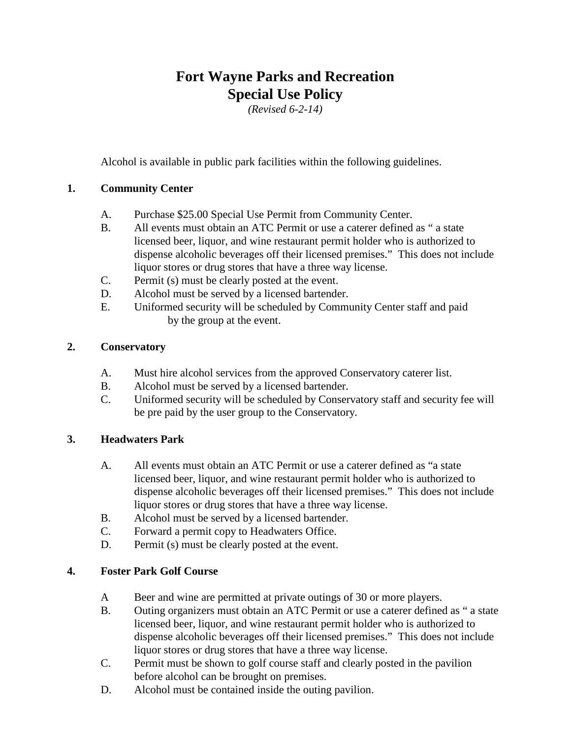# Fort Wayne Parks and Recreation
# Special Use Policy

*(Revised 6-2-14)*

Alcohol is available in public park facilities within the following guidelines.

**1. Community Center**

A. Purchase $25.00 Special Use Permit from Community Center.

B. All events must obtain an ATC Permit or use a caterer defined as " a state licensed beer, liquor, and wine restaurant permit holder who is authorized to dispense alcoholic beverages off their licensed premises." This does not include liquor stores or drug stores that have a three way license.

C. Permit (s) must be clearly posted at the event.

D. Alcohol must be served by a licensed bartender.

E. Uniformed security will be scheduled by Community Center staff and paid by the group at the event.

**2. Conservatory**

A. Must hire alcohol services from the approved Conservatory caterer list.

B. Alcohol must be served by a licensed bartender.

C. Uniformed security will be scheduled by Conservatory staff and security fee will be pre paid by the user group to the Conservatory.

**3. Headwaters Park**

A. All events must obtain an ATC Permit or use a caterer defined as "a state licensed beer, liquor, and wine restaurant permit holder who is authorized to dispense alcoholic beverages off their licensed premises." This does not include liquor stores or drug stores that have a three way license.

B. Alcohol must be served by a licensed bartender.

C. Forward a permit copy to Headwaters Office.

D. Permit (s) must be clearly posted at the event.

**4. Foster Park Golf Course**

A Beer and wine are permitted at private outings of 30 or more players.

B. Outing organizers must obtain an ATC Permit or use a caterer defined as " a state licensed beer, liquor, and wine restaurant permit holder who is authorized to dispense alcoholic beverages off their licensed premises." This does not include liquor stores or drug stores that have a three way license.

C. Permit must be shown to golf course staff and clearly posted in the pavilion before alcohol can be brought on premises.

D. Alcohol must be contained inside the outing pavilion.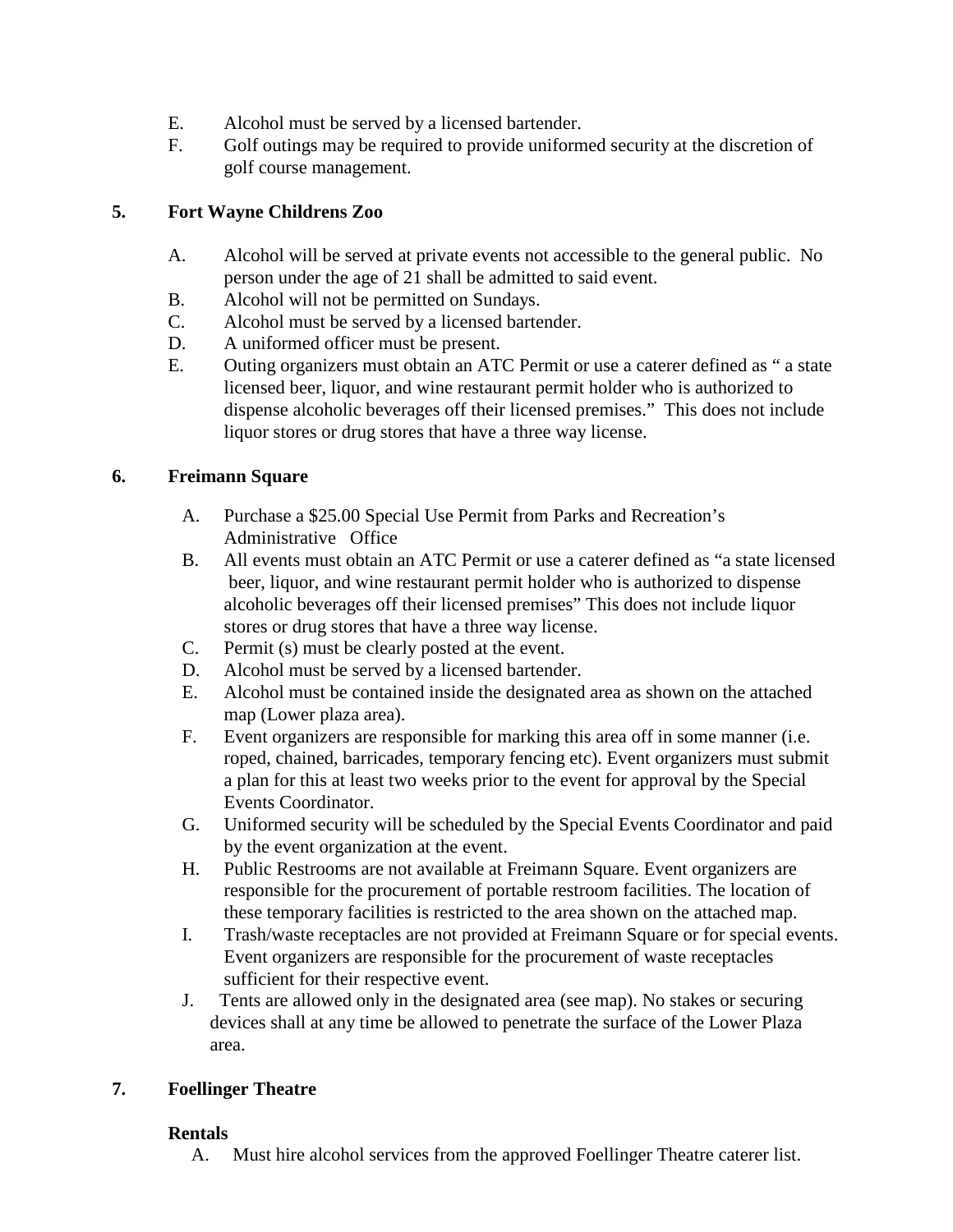E. Alcohol must be served by a licensed bartender.
F. Golf outings may be required to provide uniformed security at the discretion of golf course management.

**5. Fort Wayne Childrens Zoo**

A. Alcohol will be served at private events not accessible to the general public. No person under the age of 21 shall be admitted to said event.
B. Alcohol will not be permitted on Sundays.
C. Alcohol must be served by a licensed bartender.
D. A uniformed officer must be present.
E. Outing organizers must obtain an ATC Permit or use a caterer defined as " a state licensed beer, liquor, and wine restaurant permit holder who is authorized to dispense alcoholic beverages off their licensed premises." This does not include liquor stores or drug stores that have a three way license.

**6. Freimann Square**

A. Purchase a $25.00 Special Use Permit from Parks and Recreation's Administrative Office
B. All events must obtain an ATC Permit or use a caterer defined as "a state licensed beer, liquor, and wine restaurant permit holder who is authorized to dispense alcoholic beverages off their licensed premises" This does not include liquor stores or drug stores that have a three way license.
C. Permit (s) must be clearly posted at the event.
D. Alcohol must be served by a licensed bartender.
E. Alcohol must be contained inside the designated area as shown on the attached map (Lower plaza area).
F. Event organizers are responsible for marking this area off in some manner (i.e. roped, chained, barricades, temporary fencing etc). Event organizers must submit a plan for this at least two weeks prior to the event for approval by the Special Events Coordinator.
G. Uniformed security will be scheduled by the Special Events Coordinator and paid by the event organization at the event.
H. Public Restrooms are not available at Freimann Square. Event organizers are responsible for the procurement of portable restroom facilities. The location of these temporary facilities is restricted to the area shown on the attached map.
I. Trash/waste receptacles are not provided at Freimann Square or for special events. Event organizers are responsible for the procurement of waste receptacles sufficient for their respective event.
J. Tents are allowed only in the designated area (see map). No stakes or securing devices shall at any time be allowed to penetrate the surface of the Lower Plaza area.

**7. Foellinger Theatre**

**Rentals**

A. Must hire alcohol services from the approved Foellinger Theatre caterer list.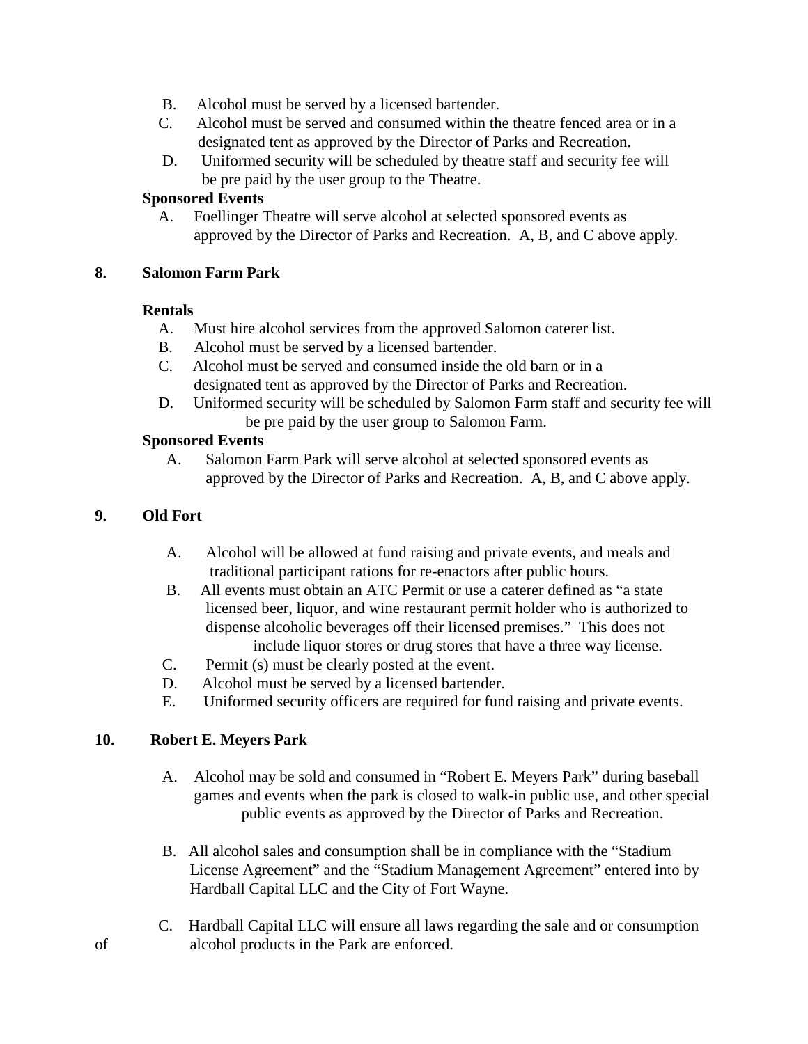B. Alcohol must be served by a licensed bartender.

C. Alcohol must be served and consumed within the theatre fenced area or in a designated tent as approved by the Director of Parks and Recreation.

D. Uniformed security will be scheduled by theatre staff and security fee will be pre paid by the user group to the Theatre.

**Sponsored Events**

A. Foellinger Theatre will serve alcohol at selected sponsored events as approved by the Director of Parks and Recreation. A, B, and C above apply.

**8. Salomon Farm Park**

**Rentals**

A. Must hire alcohol services from the approved Salomon caterer list.

B. Alcohol must be served by a licensed bartender.

C. Alcohol must be served and consumed inside the old barn or in a designated tent as approved by the Director of Parks and Recreation.

D. Uniformed security will be scheduled by Salomon Farm staff and security fee will be pre paid by the user group to Salomon Farm.

**Sponsored Events**

A. Salomon Farm Park will serve alcohol at selected sponsored events as approved by the Director of Parks and Recreation. A, B, and C above apply.

**9. Old Fort**

A. Alcohol will be allowed at fund raising and private events, and meals and traditional participant rations for re-enactors after public hours.

B. All events must obtain an ATC Permit or use a caterer defined as "a state licensed beer, liquor, and wine restaurant permit holder who is authorized to dispense alcoholic beverages off their licensed premises." This does not include liquor stores or drug stores that have a three way license.

C. Permit (s) must be clearly posted at the event.

D. Alcohol must be served by a licensed bartender.

E. Uniformed security officers are required for fund raising and private events.

**10. Robert E. Meyers Park**

A. Alcohol may be sold and consumed in "Robert E. Meyers Park" during baseball games and events when the park is closed to walk-in public use, and other special public events as approved by the Director of Parks and Recreation.

B. All alcohol sales and consumption shall be in compliance with the "Stadium License Agreement" and the "Stadium Management Agreement" entered into by Hardball Capital LLC and the City of Fort Wayne.

C. Hardball Capital LLC will ensure all laws regarding the sale and or consumption of alcohol products in the Park are enforced.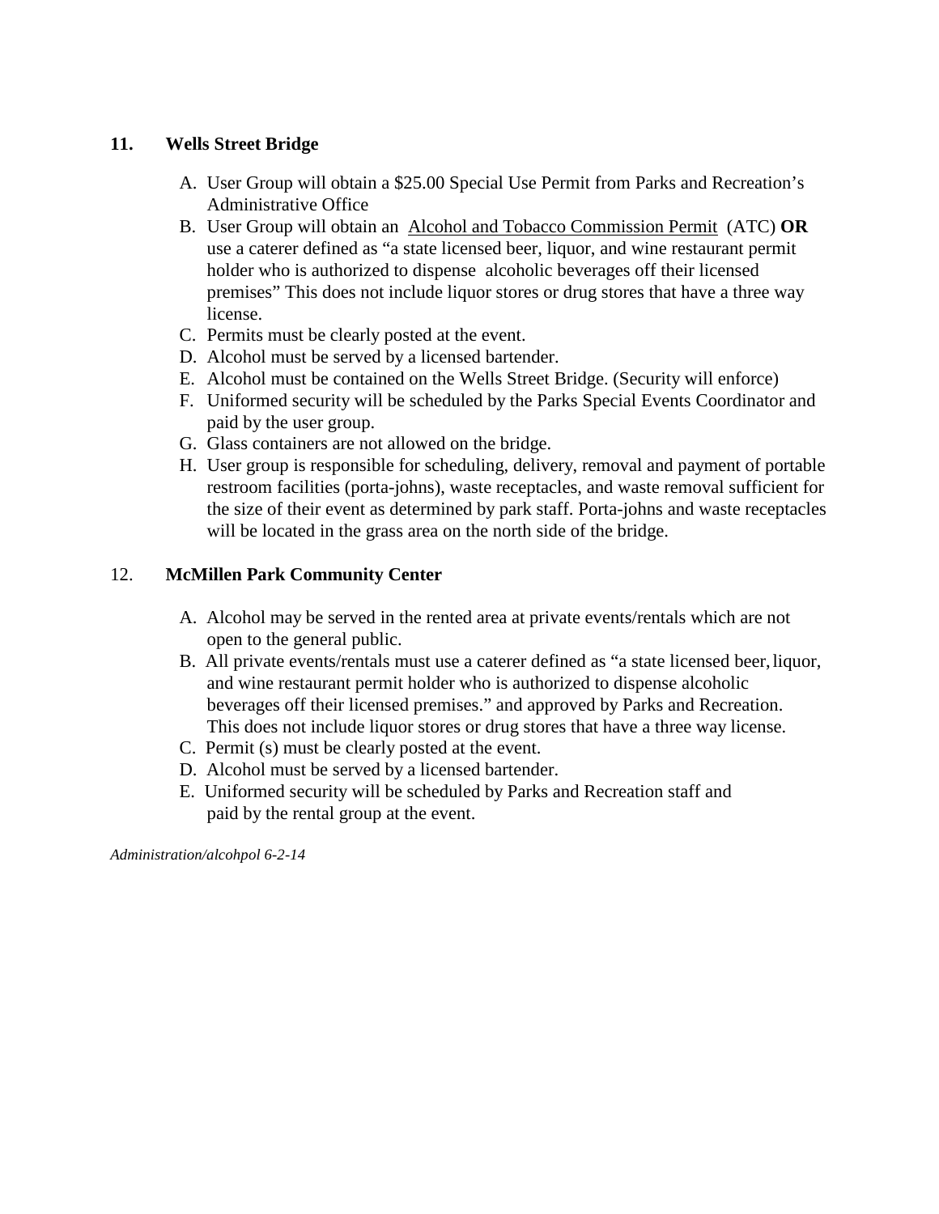**11. Wells Street Bridge**

A. User Group will obtain a $25.00 Special Use Permit from Parks and Recreation's Administrative Office
B. User Group will obtain an Alcohol and Tobacco Commission Permit (ATC) **OR** use a caterer defined as "a state licensed beer, liquor, and wine restaurant permit holder who is authorized to dispense alcoholic beverages off their licensed premises" This does not include liquor stores or drug stores that have a three way license.
C. Permits must be clearly posted at the event.
D. Alcohol must be served by a licensed bartender.
E. Alcohol must be contained on the Wells Street Bridge. (Security will enforce)
F. Uniformed security will be scheduled by the Parks Special Events Coordinator and paid by the user group.
G. Glass containers are not allowed on the bridge.
H. User group is responsible for scheduling, delivery, removal and payment of portable restroom facilities (porta-johns), waste receptacles, and waste removal sufficient for the size of their event as determined by park staff. Porta-johns and waste receptacles will be located in the grass area on the north side of the bridge.

12. **McMillen Park Community Center**

A. Alcohol may be served in the rented area at private events/rentals which are not open to the general public.
B. All private events/rentals must use a caterer defined as "a state licensed beer, liquor, and wine restaurant permit holder who is authorized to dispense alcoholic beverages off their licensed premises." and approved by Parks and Recreation. This does not include liquor stores or drug stores that have a three way license.
C. Permit (s) must be clearly posted at the event.
D. Alcohol must be served by a licensed bartender.
E. Uniformed security will be scheduled by Parks and Recreation staff and paid by the rental group at the event.

*Administration/alcohpol 6-2-14*